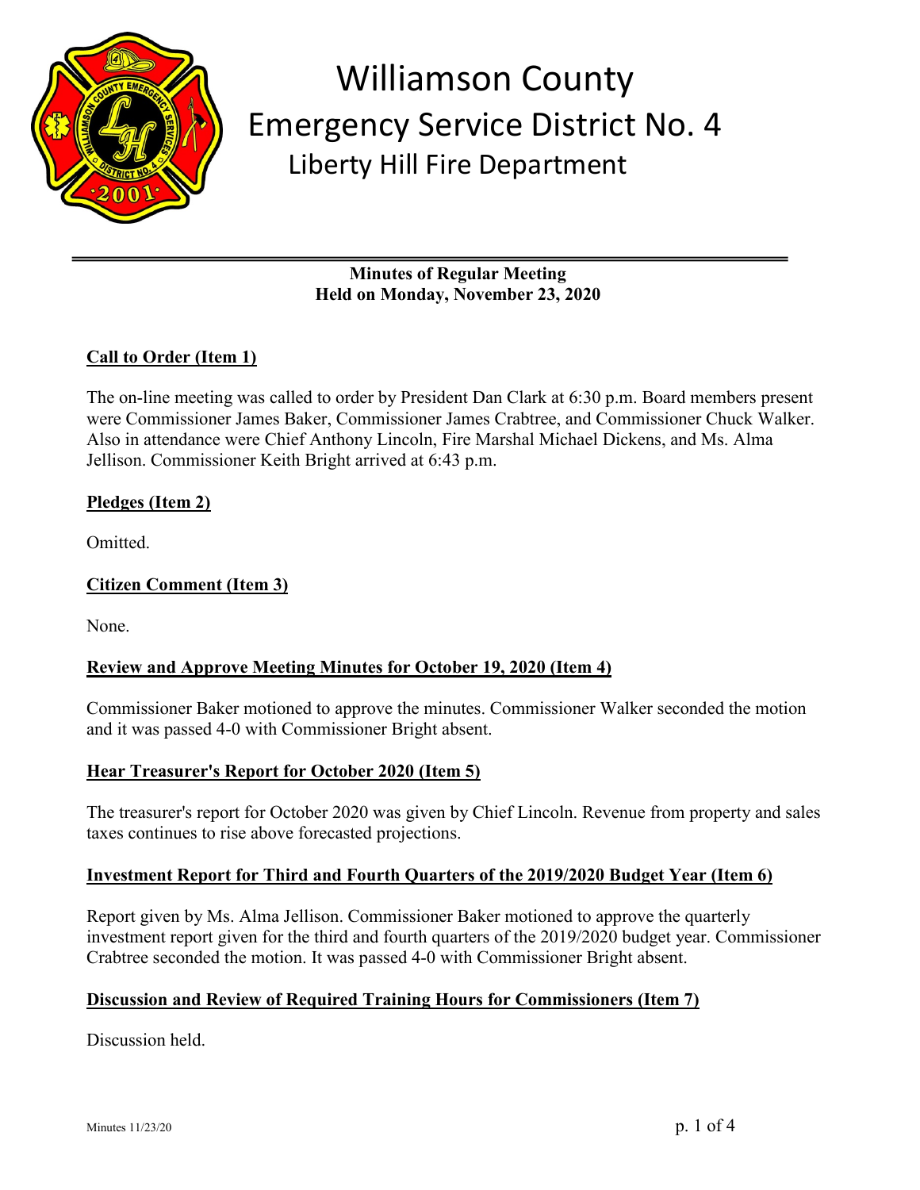# Williamson County
## Emergency Service District No. 4
### Liberty Hill Fire Department

**Minutes of Regular Meeting**
**Held on Monday, November 23, 2020**

**Call to Order (Item 1)**

The on-line meeting was called to order by President Dan Clark at 6:30 p.m. Board members present were Commissioner James Baker, Commissioner James Crabtree, and Commissioner Chuck Walker. Also in attendance were Chief Anthony Lincoln, Fire Marshal Michael Dickens, and Ms. Alma Jellison. Commissioner Keith Bright arrived at 6:43 p.m.

**Pledges (Item 2)**

Omitted.

**Citizen Comment (Item 3)**

None.

**Review and Approve Meeting Minutes for October 19, 2020 (Item 4)**

Commissioner Baker motioned to approve the minutes. Commissioner Walker seconded the motion and it was passed 4-0 with Commissioner Bright absent.

**Hear Treasurer's Report for October 2020 (Item 5)**

The treasurer's report for October 2020 was given by Chief Lincoln. Revenue from property and sales taxes continues to rise above forecasted projections.

**Investment Report for Third and Fourth Quarters of the 2019/2020 Budget Year (Item 6)**

Report given by Ms. Alma Jellison. Commissioner Baker motioned to approve the quarterly investment report given for the third and fourth quarters of the 2019/2020 budget year. Commissioner Crabtree seconded the motion. It was passed 4-0 with Commissioner Bright absent.

**Discussion and Review of Required Training Hours for Commissioners (Item 7)**

Discussion held.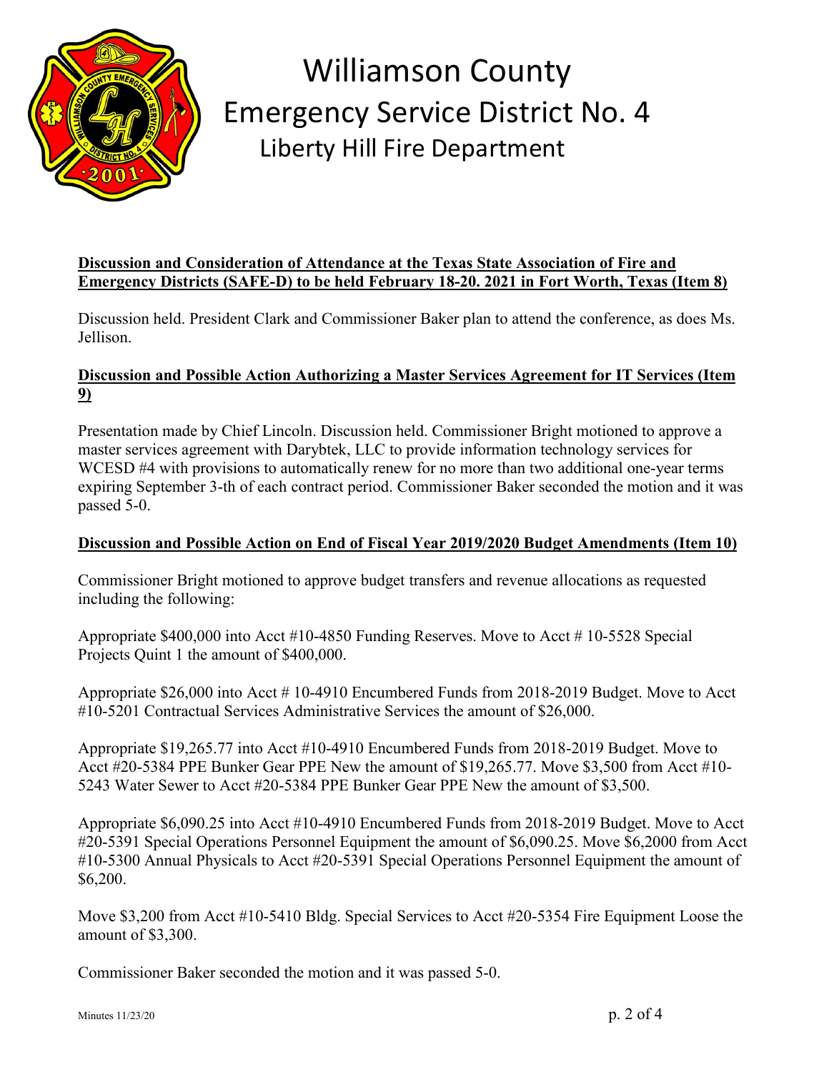**Discussion and Consideration of Attendance at the Texas State Association of Fire and Emergency Districts (SAFE-D) to be held February 18-20. 2021 in Fort Worth, Texas (Item 8)**

Discussion held. President Clark and Commissioner Baker plan to attend the conference, as does Ms. Jellison.

**Discussion and Possible Action Authorizing a Master Services Agreement for IT Services (Item 9)**

Presentation made by Chief Lincoln. Discussion held. Commissioner Bright motioned to approve a master services agreement with Darybtek, LLC to provide information technology services for WCESD #4 with provisions to automatically renew for no more than two additional one-year terms expiring September 3-th of each contract period. Commissioner Baker seconded the motion and it was passed 5-0.

**Discussion and Possible Action on End of Fiscal Year 2019/2020 Budget Amendments (Item 10)**

Commissioner Bright motioned to approve budget transfers and revenue allocations as requested including the following:

Appropriate $400,000 into Acct #10-4850 Funding Reserves. Move to Acct # 10-5528 Special Projects Quint 1 the amount of $400,000.

Appropriate $26,000 into Acct # 10-4910 Encumbered Funds from 2018-2019 Budget. Move to Acct #10-5201 Contractual Services Administrative Services the amount of $26,000.

Appropriate $19,265.77 into Acct #10-4910 Encumbered Funds from 2018-2019 Budget. Move to Acct #20-5384 PPE Bunker Gear PPE New the amount of $19,265.77. Move $3,500 from Acct #10-5243 Water Sewer to Acct #20-5384 PPE Bunker Gear PPE New the amount of $3,500.

Appropriate $6,090.25 into Acct #10-4910 Encumbered Funds from 2018-2019 Budget. Move to Acct #20-5391 Special Operations Personnel Equipment the amount of $6,090.25. Move $6,2000 from Acct #10-5300 Annual Physicals to Acct #20-5391 Special Operations Personnel Equipment the amount of $6,200.

Move $3,200 from Acct #10-5410 Bldg. Special Services to Acct #20-5354 Fire Equipment Loose the amount of $3,300.

Commissioner Baker seconded the motion and it was passed 5-0.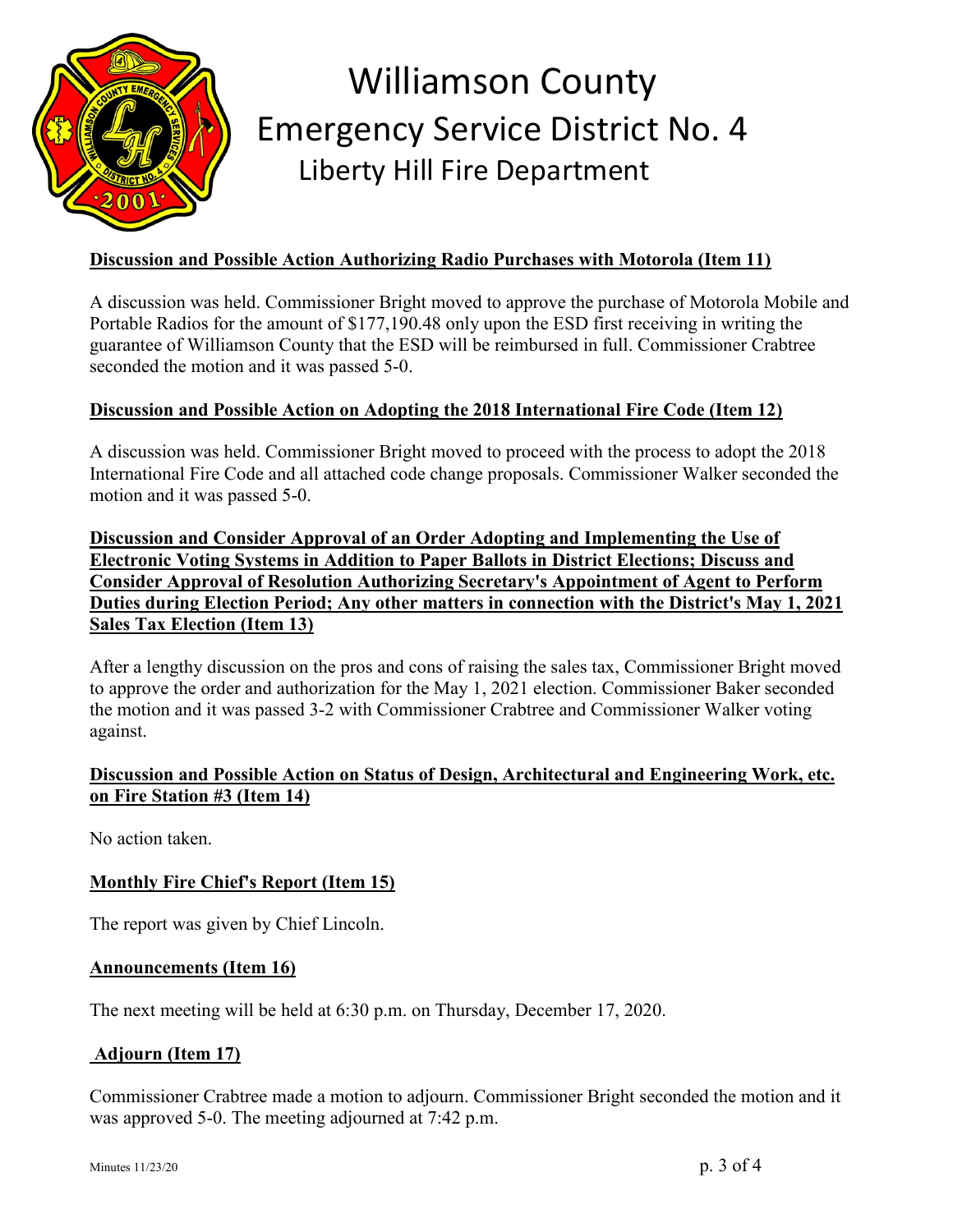**Discussion and Possible Action Authorizing Radio Purchases with Motorola (Item 11)**

A discussion was held. Commissioner Bright moved to approve the purchase of Motorola Mobile and Portable Radios for the amount of $177,190.48 only upon the ESD first receiving in writing the guarantee of Williamson County that the ESD will be reimbursed in full. Commissioner Crabtree seconded the motion and it was passed 5-0.

**Discussion and Possible Action on Adopting the 2018 International Fire Code (Item 12)**

A discussion was held. Commissioner Bright moved to proceed with the process to adopt the 2018 International Fire Code and all attached code change proposals. Commissioner Walker seconded the motion and it was passed 5-0.

**Discussion and Consider Approval of an Order Adopting and Implementing the Use of Electronic Voting Systems in Addition to Paper Ballots in District Elections; Discuss and Consider Approval of Resolution Authorizing Secretary's Appointment of Agent to Perform Duties during Election Period; Any other matters in connection with the District's May 1, 2021 Sales Tax Election (Item 13)**

After a lengthy discussion on the pros and cons of raising the sales tax, Commissioner Bright moved to approve the order and authorization for the May 1, 2021 election. Commissioner Baker seconded the motion and it was passed 3-2 with Commissioner Crabtree and Commissioner Walker voting against.

**Discussion and Possible Action on Status of Design, Architectural and Engineering Work, etc. on Fire Station #3 (Item 14)**

No action taken.

**Monthly Fire Chief's Report (Item 15)**

The report was given by Chief Lincoln.

**Announcements (Item 16)**

The next meeting will be held at 6:30 p.m. on Thursday, December 17, 2020.

**Adjourn (Item 17)**

Commissioner Crabtree made a motion to adjourn. Commissioner Bright seconded the motion and it was approved 5-0. The meeting adjourned at 7:42 p.m.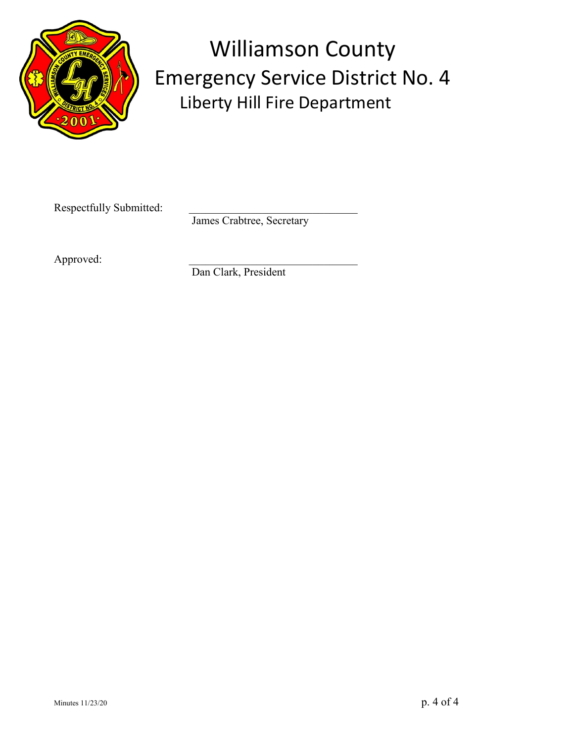Respectfully Submitted: \_\_\_\_\_\_\_\_\_\_\_\_\_\_\_\_\_\_\_\_\_\_\_\_\_\_\_\_\_\_
James Crabtree, Secretary

Approved: \_\_\_\_\_\_\_\_\_\_\_\_\_\_\_\_\_\_\_\_\_\_\_\_\_\_\_\_\_\_
Dan Clark, President